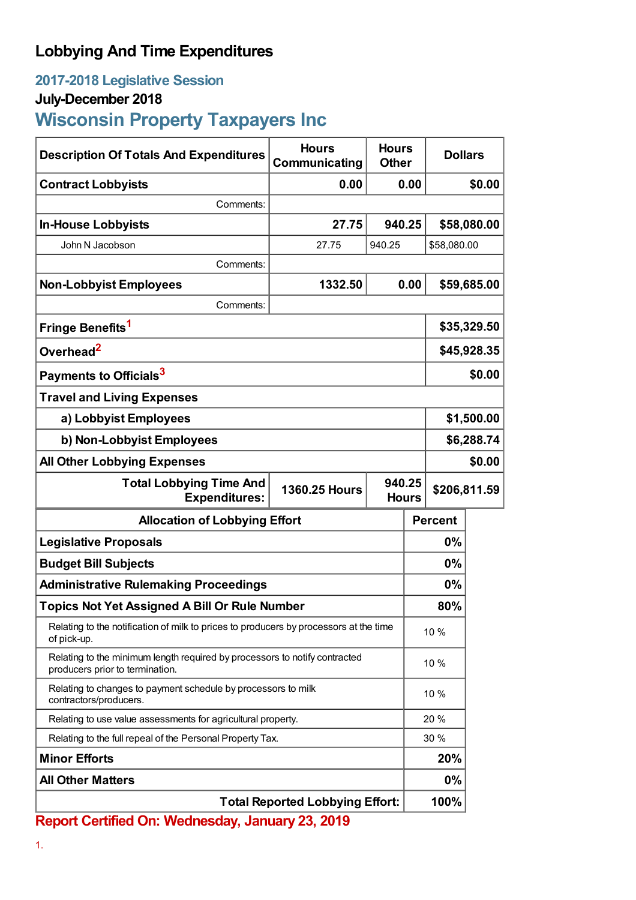# Lobbying And Time Expenditures

## 2017-2018 Legislative Session

### July-December 2018

## Wisconsin Property Taxpayers Inc

| Description Of Totals And Expenditures | Hours Communicating | Hours Other | Dollars |
|---|---|---|---|
| **Contract Lobbyists** | **0.00** | **0.00** | **$0.00** |
| Comments: | | | |
| **In-House Lobbyists** | **27.75** | **940.25** | **$58,080.00** |
| John N Jacobson | 27.75 | 940.25 | $58,080.00 |
| Comments: | | | |
| **Non-Lobbyist Employees** | **1332.50** | **0.00** | **$59,685.00** |
| Comments: | | | |
| **Fringe Benefits**[1] | | | **$35,329.50** |
| **Overhead**[2] | | | **$45,928.35** |
| **Payments to Officials**[3] | | | **$0.00** |
| **Travel and Living Expenses** | | | |
| **a) Lobbyist Employees** | | | **$1,500.00** |
| **b) Non-Lobbyist Employees** | | | **$6,288.74** |
| **All Other Lobbying Expenses** | | | **$0.00** |
| **Total Lobbying Time And Expenditures:** | **1360.25 Hours** | **940.25 Hours** | **$206,811.59** |

| Allocation of Lobbying Effort | Percent |
|---|---|
| **Legislative Proposals** | **0%** |
| **Budget Bill Subjects** | **0%** |
| **Administrative Rulemaking Proceedings** | **0%** |
| **Topics Not Yet Assigned A Bill Or Rule Number** | **80%** |
| Relating to the notification of milk to prices to producers by processors at the time of pick-up. | 10 % |
| Relating to the minimum length required by processors to notify contracted producers prior to termination. | 10 % |
| Relating to changes to payment schedule by processors to milk contractors/producers. | 10 % |
| Relating to use value assessments for agricultural property. | 20 % |
| Relating to the full repeal of the Personal Property Tax. | 30 % |
| **Minor Efforts** | **20%** |
| **All Other Matters** | **0%** |
| **Total Reported Lobbying Effort:** | **100%** |

**Report Certified On: Wednesday, January 23, 2019**

1.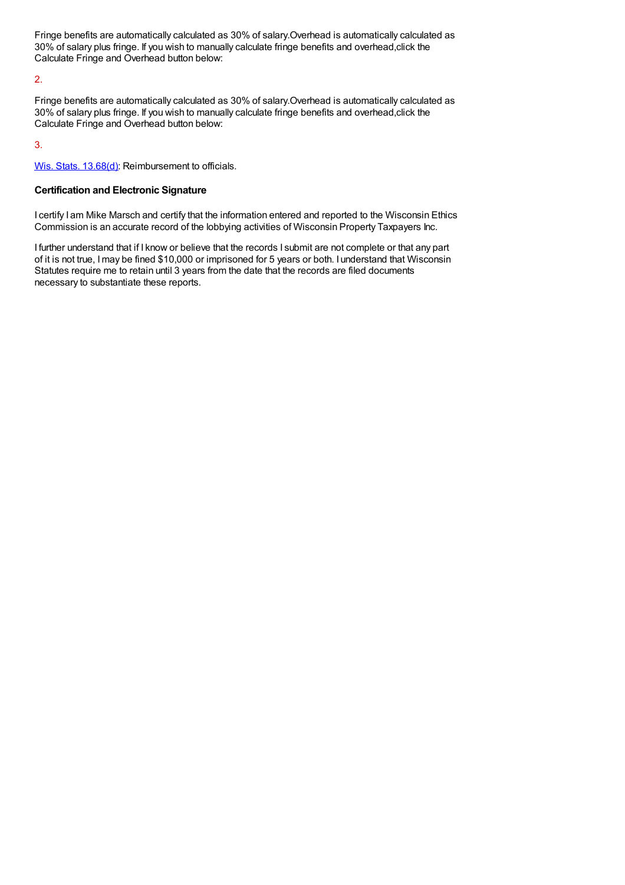Fringe benefits are automatically calculated as 30% of salary.Overhead is automatically calculated as 30% of salary plus fringe. If you wish to manually calculate fringe benefits and overhead,click the Calculate Fringe and Overhead button below:

2.

Fringe benefits are automatically calculated as 30% of salary.Overhead is automatically calculated as 30% of salary plus fringe. If you wish to manually calculate fringe benefits and overhead,click the Calculate Fringe and Overhead button below:

3.

Wis. Stats. 13.68(d): Reimbursement to officials.

**Certification and Electronic Signature**

I certify I am Mike Marsch and certify that the information entered and reported to the Wisconsin Ethics Commission is an accurate record of the lobbying activities of Wisconsin Property Taxpayers Inc.

I further understand that if I know or believe that the records I submit are not complete or that any part of it is not true, I may be fined $10,000 or imprisoned for 5 years or both. I understand that Wisconsin Statutes require me to retain until 3 years from the date that the records are filed documents necessary to substantiate these reports.